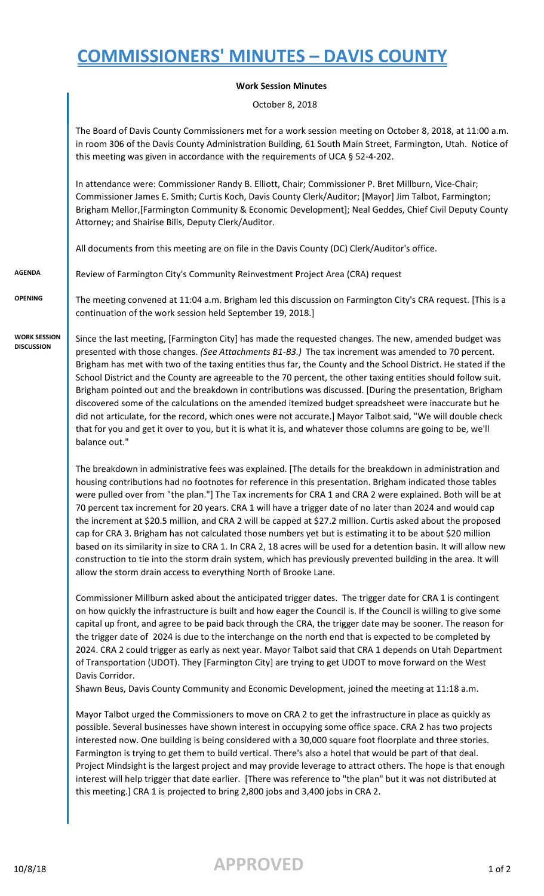# COMMISSIONERS' MINUTES – DAVIS COUNTY

**Work Session Minutes**

October 8, 2018

The Board of Davis County Commissioners met for a work session meeting on October 8, 2018, at 11:00 a.m. in room 306 of the Davis County Administration Building, 61 South Main Street, Farmington, Utah. Notice of this meeting was given in accordance with the requirements of UCA § 52-4-202.

In attendance were: Commissioner Randy B. Elliott, Chair; Commissioner P. Bret Millburn, Vice-Chair; Commissioner James E. Smith; Curtis Koch, Davis County Clerk/Auditor; [Mayor] Jim Talbot, Farmington; Brigham Mellor,[Farmington Community & Economic Development]; Neal Geddes, Chief Civil Deputy County Attorney; and Shairise Bills, Deputy Clerk/Auditor.

All documents from this meeting are on file in the Davis County (DC) Clerk/Auditor's office.

**AGENDA**

Review of Farmington City's Community Reinvestment Project Area (CRA) request

**OPENING**

The meeting convened at 11:04 a.m. Brigham led this discussion on Farmington City's CRA request. [This is a continuation of the work session held September 19, 2018.]

**WORK SESSION DISCUSSION**

Since the last meeting, [Farmington City] has made the requested changes. The new, amended budget was presented with those changes. *(See Attachments B1-B3.)* The tax increment was amended to 70 percent. Brigham has met with two of the taxing entities thus far, the County and the School District. He stated if the School District and the County are agreeable to the 70 percent, the other taxing entities should follow suit. Brigham pointed out and the breakdown in contributions was discussed. [During the presentation, Brigham discovered some of the calculations on the amended itemized budget spreadsheet were inaccurate but he did not articulate, for the record, which ones were not accurate.] Mayor Talbot said, "We will double check that for you and get it over to you, but it is what it is, and whatever those columns are going to be, we'll balance out."

The breakdown in administrative fees was explained. [The details for the breakdown in administration and housing contributions had no footnotes for reference in this presentation. Brigham indicated those tables were pulled over from "the plan."] The Tax increments for CRA 1 and CRA 2 were explained. Both will be at 70 percent tax increment for 20 years. CRA 1 will have a trigger date of no later than 2024 and would cap the increment at $20.5 million, and CRA 2 will be capped at $27.2 million. Curtis asked about the proposed cap for CRA 3. Brigham has not calculated those numbers yet but is estimating it to be about $20 million based on its similarity in size to CRA 1. In CRA 2, 18 acres will be used for a detention basin. It will allow new construction to tie into the storm drain system, which has previously prevented building in the area. It will allow the storm drain access to everything North of Brooke Lane.

Commissioner Millburn asked about the anticipated trigger dates. The trigger date for CRA 1 is contingent on how quickly the infrastructure is built and how eager the Council is. If the Council is willing to give some capital up front, and agree to be paid back through the CRA, the trigger date may be sooner. The reason for the trigger date of 2024 is due to the interchange on the north end that is expected to be completed by 2024. CRA 2 could trigger as early as next year. Mayor Talbot said that CRA 1 depends on Utah Department of Transportation (UDOT). They [Farmington City] are trying to get UDOT to move forward on the West Davis Corridor.
Shawn Beus, Davis County Community and Economic Development, joined the meeting at 11:18 a.m.

Mayor Talbot urged the Commissioners to move on CRA 2 to get the infrastructure in place as quickly as possible. Several businesses have shown interest in occupying some office space. CRA 2 has two projects interested now. One building is being considered with a 30,000 square foot floorplate and three stories. Farmington is trying to get them to build vertical. There's also a hotel that would be part of that deal. Project Mindsight is the largest project and may provide leverage to attract others. The hope is that enough interest will help trigger that date earlier. [There was reference to "the plan" but it was not distributed at this meeting.] CRA 1 is projected to bring 2,800 jobs and 3,400 jobs in CRA 2.

10/8/18 **APPROVED**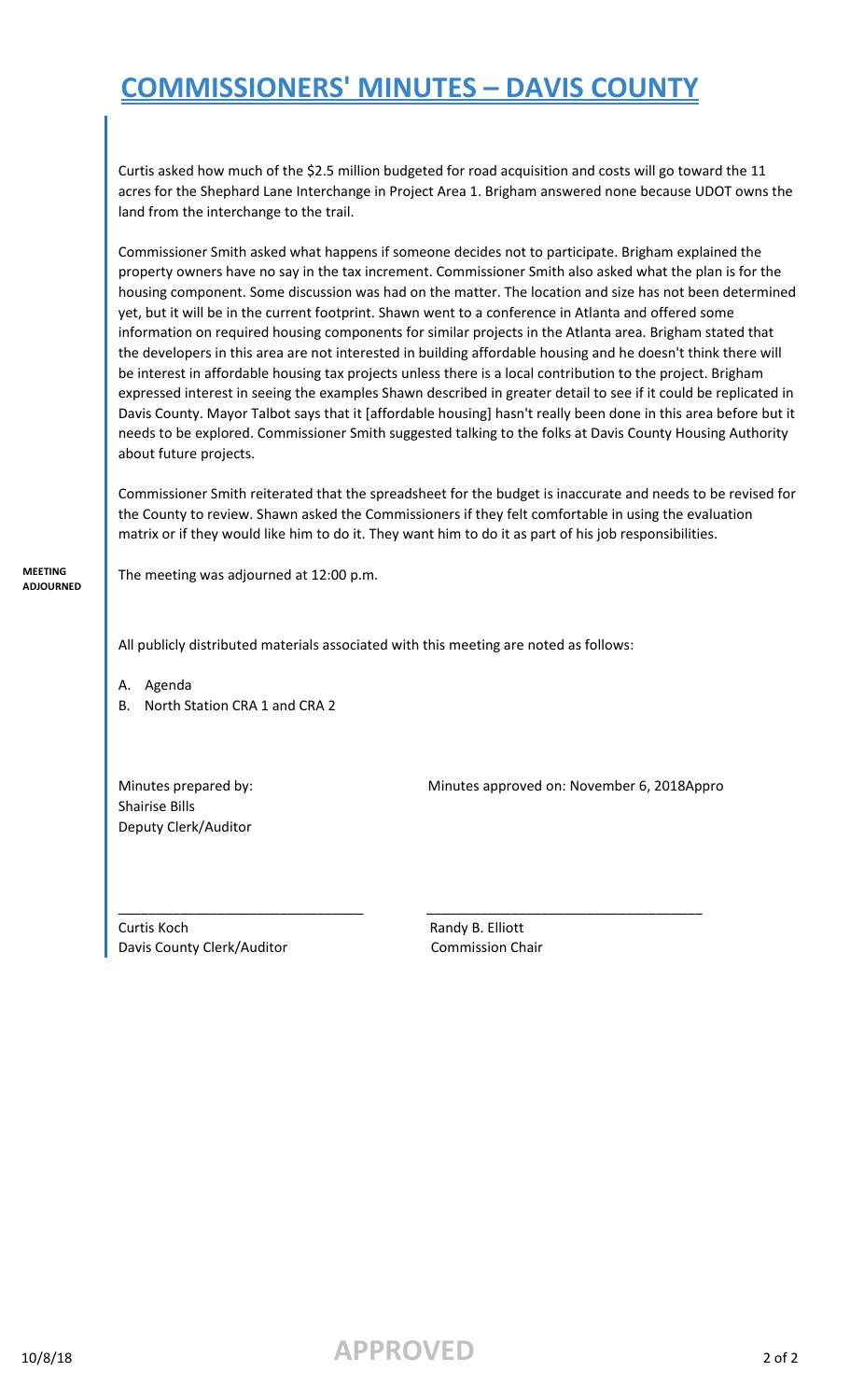# COMMISSIONERS' MINUTES – DAVIS COUNTY

Curtis asked how much of the $2.5 million budgeted for road acquisition and costs will go toward the 11 acres for the Shephard Lane Interchange in Project Area 1. Brigham answered none because UDOT owns the land from the interchange to the trail.

Commissioner Smith asked what happens if someone decides not to participate. Brigham explained the property owners have no say in the tax increment. Commissioner Smith also asked what the plan is for the housing component. Some discussion was had on the matter. The location and size has not been determined yet, but it will be in the current footprint. Shawn went to a conference in Atlanta and offered some information on required housing components for similar projects in the Atlanta area. Brigham stated that the developers in this area are not interested in building affordable housing and he doesn't think there will be interest in affordable housing tax projects unless there is a local contribution to the project. Brigham expressed interest in seeing the examples Shawn described in greater detail to see if it could be replicated in Davis County. Mayor Talbot says that it [affordable housing] hasn't really been done in this area before but it needs to be explored. Commissioner Smith suggested talking to the folks at Davis County Housing Authority about future projects.

Commissioner Smith reiterated that the spreadsheet for the budget is inaccurate and needs to be revised for the County to review. Shawn asked the Commissioners if they felt comfortable in using the evaluation matrix or if they would like him to do it. They want him to do it as part of his job responsibilities.

**MEETING ADJOURNED**

The meeting was adjourned at 12:00 p.m.

All publicly distributed materials associated with this meeting are noted as follows:

A. Agenda
B. North Station CRA 1 and CRA 2

Minutes prepared by:
Shairise Bills
Deputy Clerk/Auditor

Minutes approved on: November 6, 2018Appro

\_\_\_\_\_\_\_\_\_\_\_\_\_\_\_\_\_\_\_\_\_\_\_\_\_\_\_\_\_\_\_\_
Curtis Koch
Davis County Clerk/Auditor

\_\_\_\_\_\_\_\_\_\_\_\_\_\_\_\_\_\_\_\_\_\_\_\_\_\_\_\_\_\_\_\_
Randy B. Elliott
Commission Chair

10/8/18 **APPROVED**